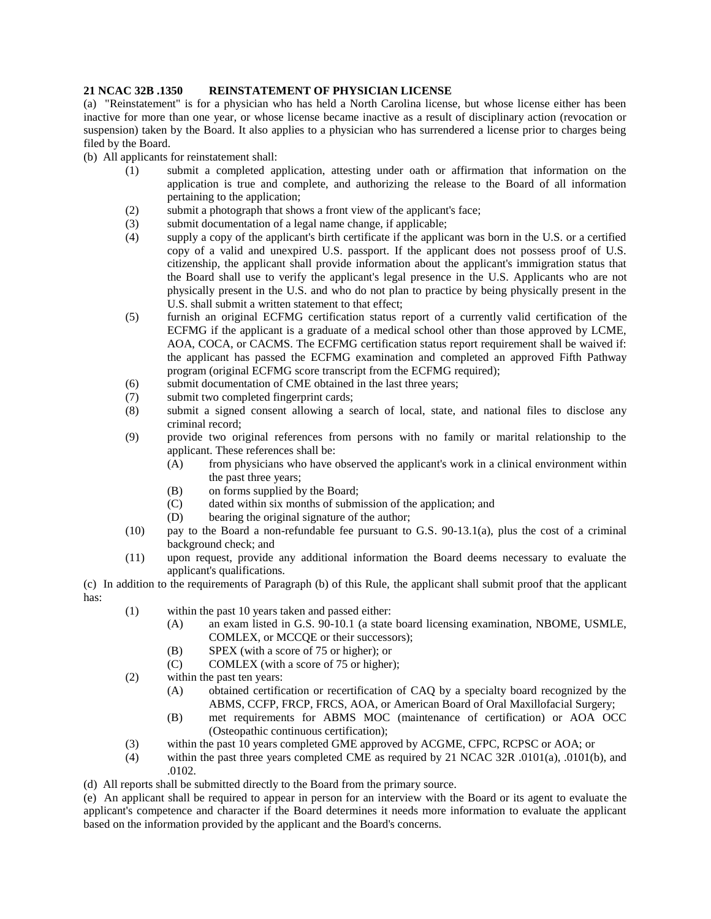**21 NCAC 32B .1350 REINSTATEMENT OF PHYSICIAN LICENSE**

(a) "Reinstatement" is for a physician who has held a North Carolina license, but whose license either has been inactive for more than one year, or whose license became inactive as a result of disciplinary action (revocation or suspension) taken by the Board. It also applies to a physician who has surrendered a license prior to charges being filed by the Board.

(b) All applicants for reinstatement shall:

- (1) submit a completed application, attesting under oath or affirmation that information on the application is true and complete, and authorizing the release to the Board of all information pertaining to the application;
- (2) submit a photograph that shows a front view of the applicant's face;
- (3) submit documentation of a legal name change, if applicable;
- (4) supply a copy of the applicant's birth certificate if the applicant was born in the U.S. or a certified copy of a valid and unexpired U.S. passport. If the applicant does not possess proof of U.S. citizenship, the applicant shall provide information about the applicant's immigration status that the Board shall use to verify the applicant's legal presence in the U.S. Applicants who are not physically present in the U.S. and who do not plan to practice by being physically present in the U.S. shall submit a written statement to that effect;
- (5) furnish an original ECFMG certification status report of a currently valid certification of the ECFMG if the applicant is a graduate of a medical school other than those approved by LCME, AOA, COCA, or CACMS. The ECFMG certification status report requirement shall be waived if: the applicant has passed the ECFMG examination and completed an approved Fifth Pathway program (original ECFMG score transcript from the ECFMG required);
- (6) submit documentation of CME obtained in the last three years;
- (7) submit two completed fingerprint cards;
- (8) submit a signed consent allowing a search of local, state, and national files to disclose any criminal record;
- (9) provide two original references from persons with no family or marital relationship to the applicant. These references shall be:
  - (A) from physicians who have observed the applicant's work in a clinical environment within the past three years;
  - (B) on forms supplied by the Board;
  - (C) dated within six months of submission of the application; and
  - (D) bearing the original signature of the author;
- (10) pay to the Board a non-refundable fee pursuant to G.S. 90-13.1(a), plus the cost of a criminal background check; and
- (11) upon request, provide any additional information the Board deems necessary to evaluate the applicant's qualifications.

(c) In addition to the requirements of Paragraph (b) of this Rule, the applicant shall submit proof that the applicant has:

- (1) within the past 10 years taken and passed either:
  - (A) an exam listed in G.S. 90-10.1 (a state board licensing examination, NBOME, USMLE, COMLEX, or MCCQE or their successors);
  - (B) SPEX (with a score of 75 or higher); or
  - (C) COMLEX (with a score of 75 or higher);
- (2) within the past ten years:
  - (A) obtained certification or recertification of CAQ by a specialty board recognized by the ABMS, CCFP, FRCP, FRCS, AOA, or American Board of Oral Maxillofacial Surgery;
  - (B) met requirements for ABMS MOC (maintenance of certification) or AOA OCC (Osteopathic continuous certification);
- (3) within the past 10 years completed GME approved by ACGME, CFPC, RCPSC or AOA; or
- (4) within the past three years completed CME as required by 21 NCAC 32R .0101(a), .0101(b), and .0102.

(d) All reports shall be submitted directly to the Board from the primary source.

(e) An applicant shall be required to appear in person for an interview with the Board or its agent to evaluate the applicant's competence and character if the Board determines it needs more information to evaluate the applicant based on the information provided by the applicant and the Board's concerns.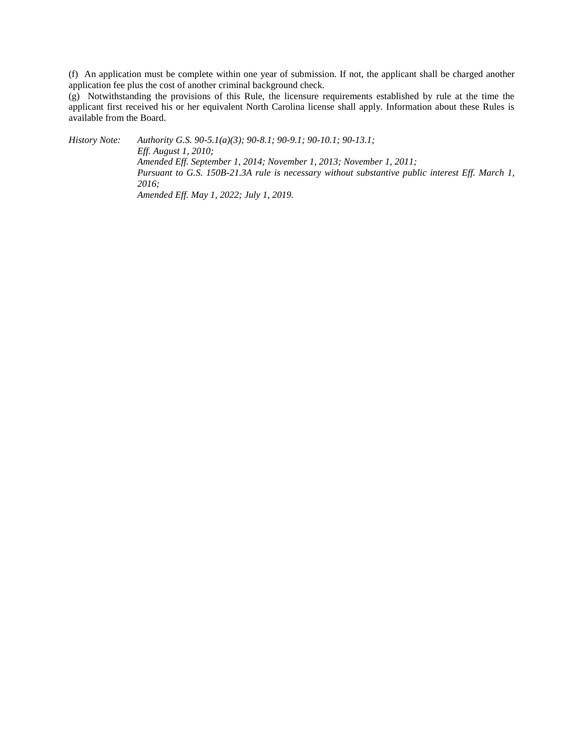(f) An application must be complete within one year of submission. If not, the applicant shall be charged another application fee plus the cost of another criminal background check.

(g) Notwithstanding the provisions of this Rule, the licensure requirements established by rule at the time the applicant first received his or her equivalent North Carolina license shall apply. Information about these Rules is available from the Board.

*History Note:* *Authority G.S. 90-5.1(a)(3); 90-8.1; 90-9.1; 90-10.1; 90-13.1;*
*Eff. August 1, 2010;*
*Amended Eff. September 1, 2014; November 1, 2013; November 1, 2011;*
*Pursuant to G.S. 150B-21.3A rule is necessary without substantive public interest Eff. March 1, 2016;*
*Amended Eff. May 1, 2022; July 1, 2019.*